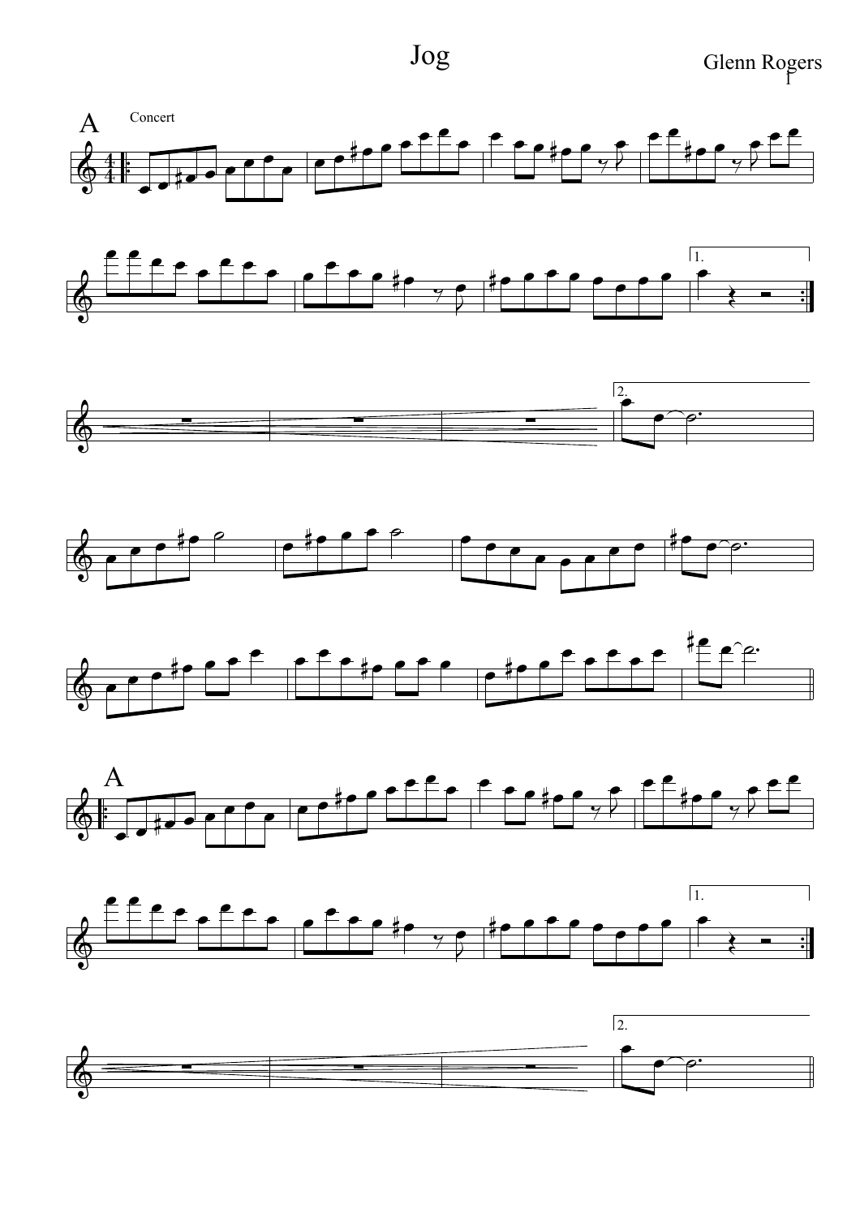# Jog

Glenn Rogers

A

Concert

1.

2.

A

1.

2.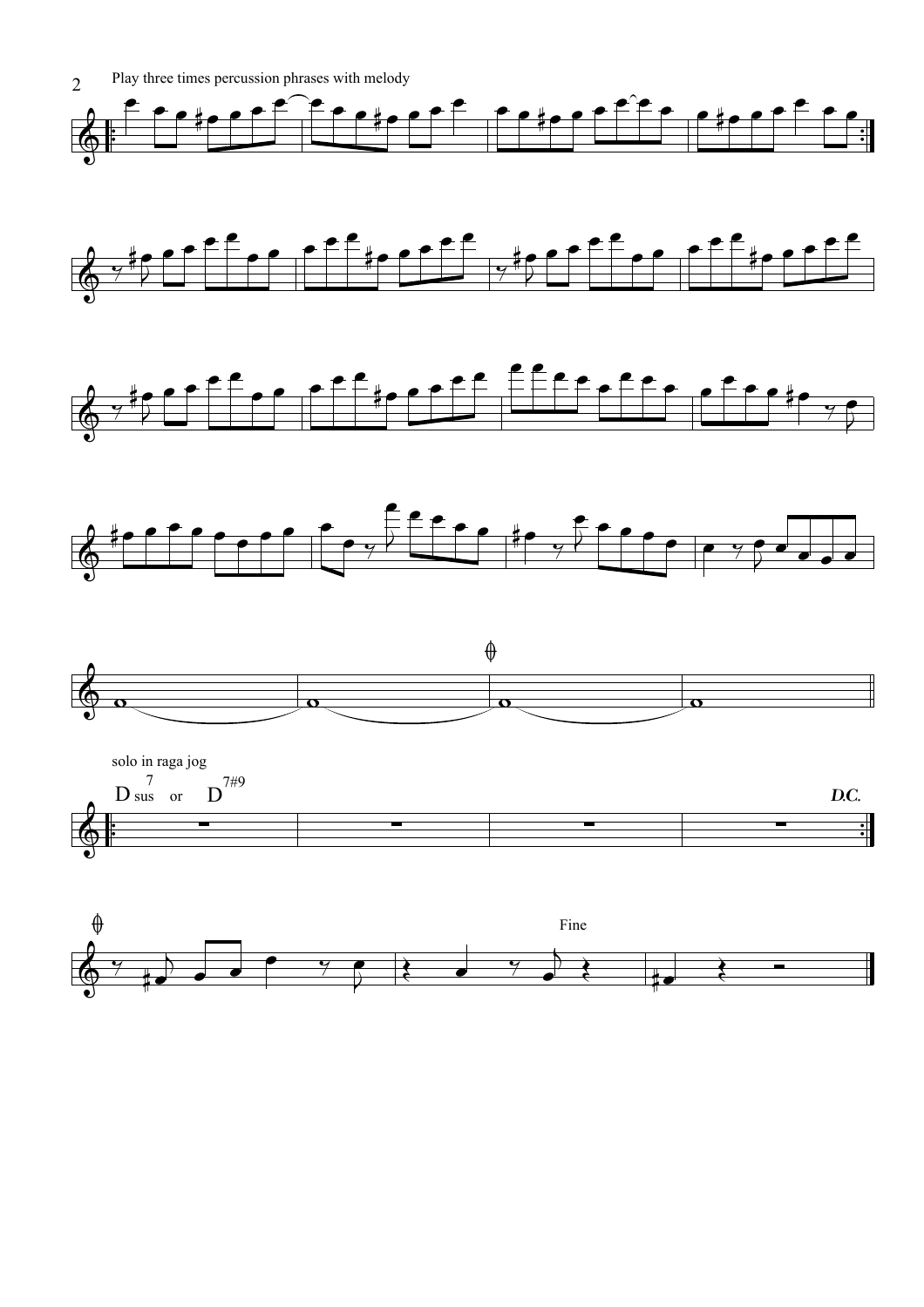Play three times percussion phrases with melody

solo in raga jog

$D_{sus}^{7}$ or $D^{7\#9}$

*D.C.*

Fine